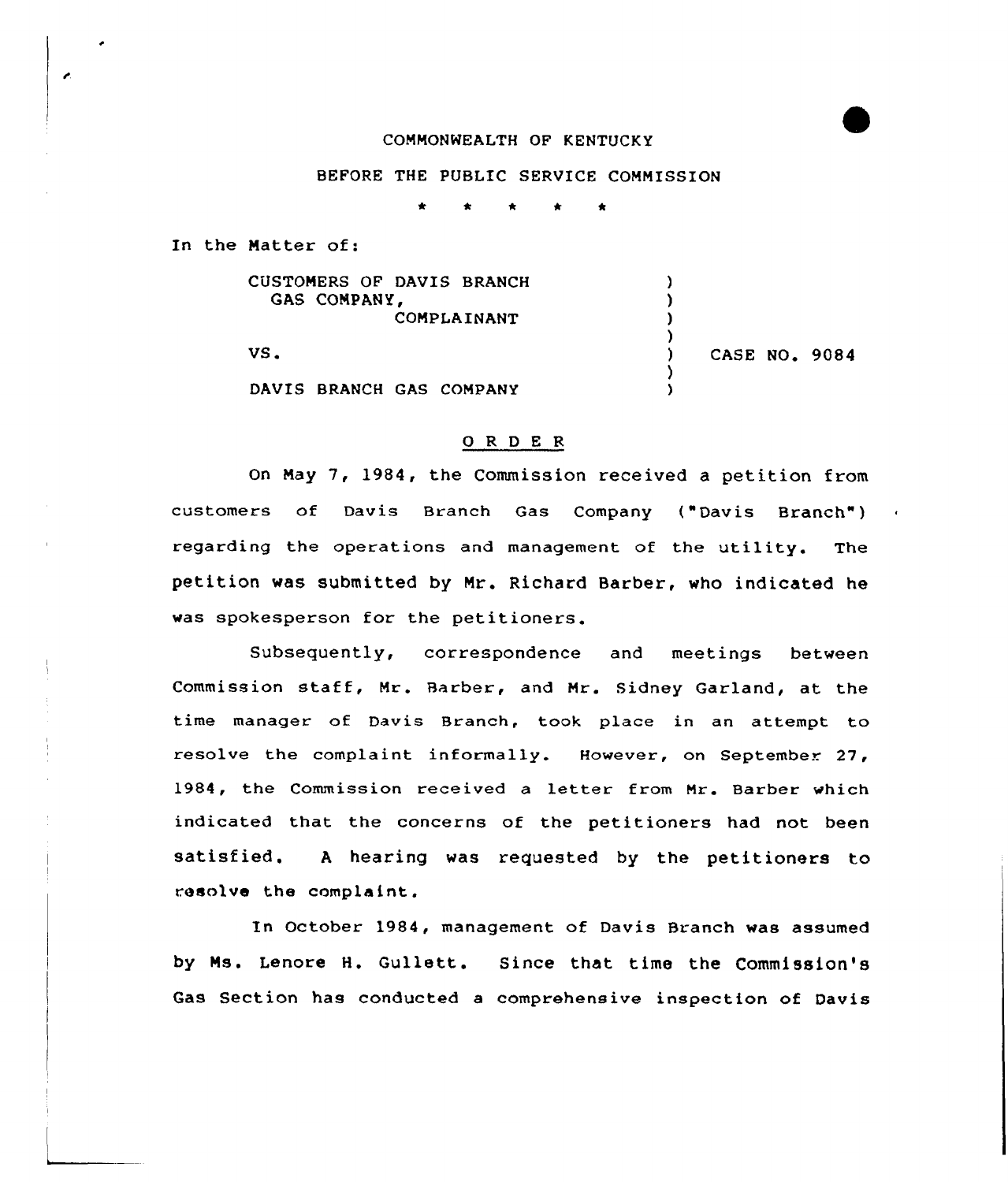COMMONWEALTH OF KENTUCKY

BEFORE THE PUBLIC SERVICE COMMISSION

\* \* \* \* \*

In the Matter of:

| | | |
|---|---|---|
| CUSTOMERS OF DAVIS BRANCH GAS COMPANY, COMPLAINANT | ) | |
| VS. | ) | CASE NO. 9084 |
| DAVIS BRANCH GAS COMPANY | ) | |

## O R D E R

On May 7, 1984, the Commission received a petition from customers of Davis Branch Gas Company ("Davis Branch") regarding the operations and management of the utility. The petition was submitted by Mr. Richard Barber, who indicated he was spokesperson for the petitioners.

Subsequently, correspondence and meetings between Commission staff, Mr. Barber, and Mr. Sidney Garland, at the time manager of Davis Branch, took place in an attempt to resolve the complaint informally. However, on September 27, 1984, the Commission received a letter from Mr. Barber which indicated that the concerns of the petitioners had not been satisfied. A hearing was requested by the petitioners to resolve the complaint.

In October 1984, management of Davis Branch was assumed by Ms. Lenore H. Gullett. Since that time the Commission's Gas Section has conducted a comprehensive inspection of Davis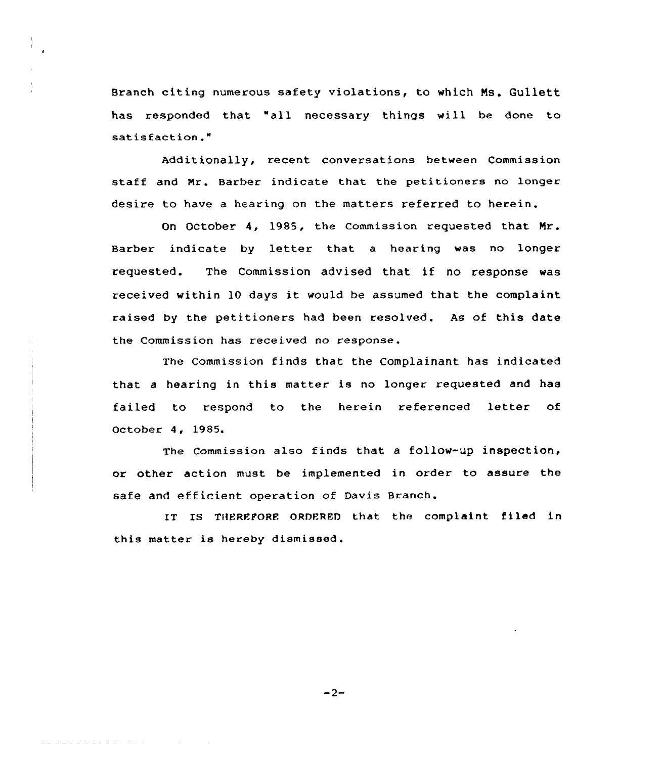Branch citing numerous safety violations, to which Ms. Gullett has responded that "all necessary things will be done to satisfaction."

Additionally, recent conversations between Commission staff and Mr. Barber indicate that the petitioners no longer desire to have a hearing on the matters referred to herein.

On October 4, 1985, the Commission requested that Mr. Barber indicate by letter that a hearing was no longer requested. The Commission advised that if no response was received within 10 days it would be assumed that the complaint raised by the petitioners had been resolved. As of this date the Commission has received no response.

The Commission finds that the Complainant has indicated that a hearing in this matter is no longer requested and has failed to respond to the herein referenced letter of October 4, 1985.

The Commission also finds that a follow-up inspection, or other action must be implemented in order to assure the safe and efficient operation of Davis Branch.

IT IS THEREFORE ORDERED that the complaint filed in this matter is hereby dismissed.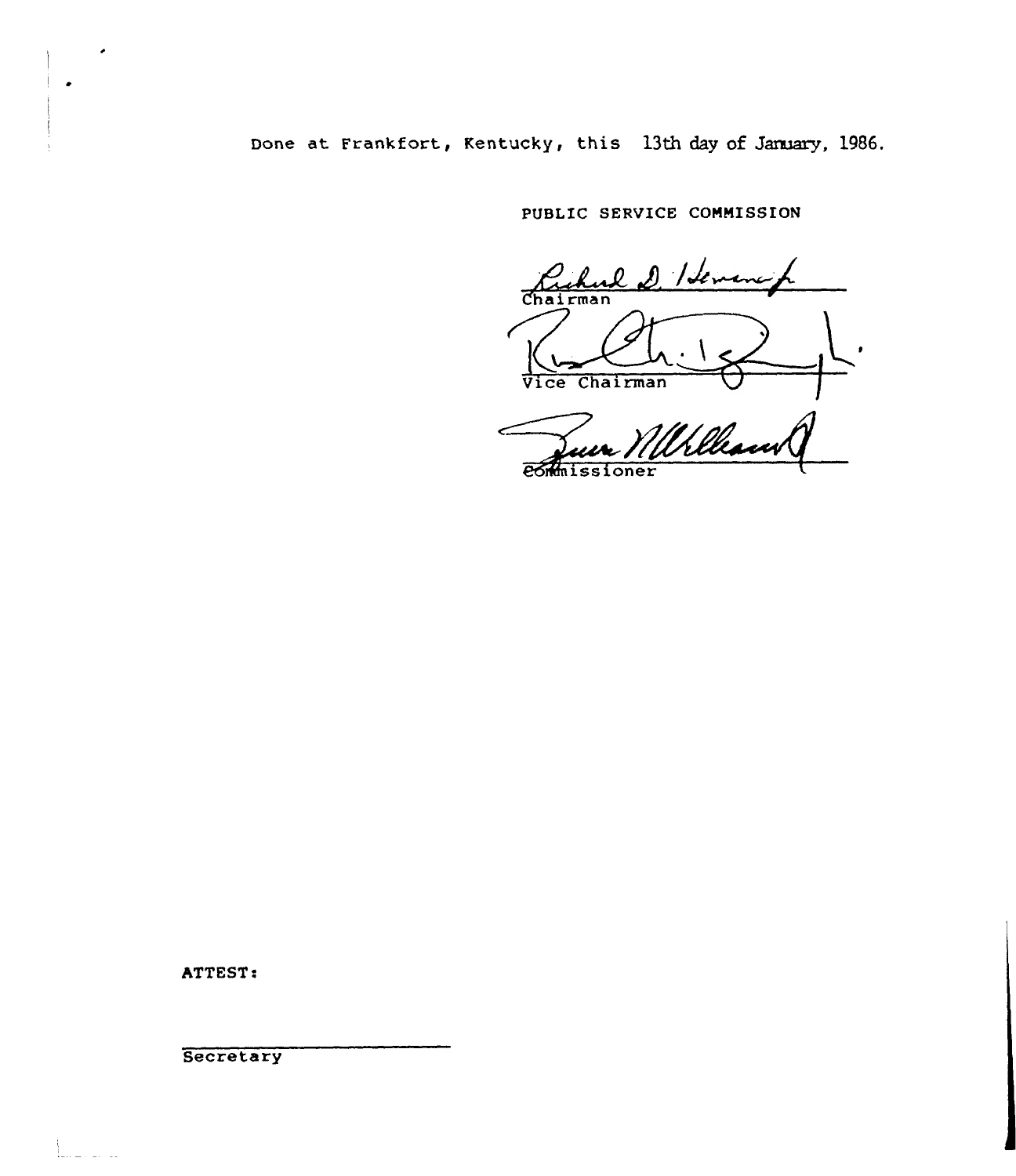Done at Frankfort, Kentucky, this 13th day of January, 1986.

PUBLIC SERVICE COMMISSION

Chairman

Vice Chairman

Commissioner

ATTEST:

Secretary